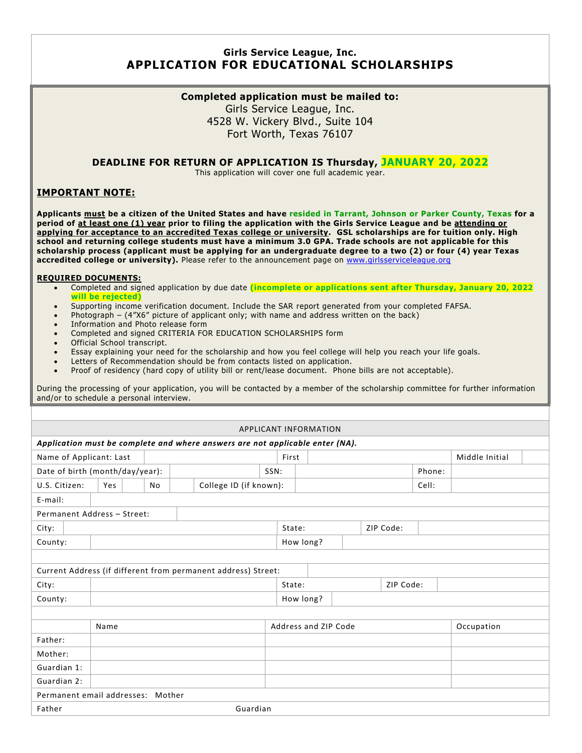# Girls Service League, Inc.
# APPLICATION FOR EDUCATIONAL SCHOLARSHIPS

**Completed application must be mailed to:**

Girls Service League, Inc.
4528 W. Vickery Blvd., Suite 104
Fort Worth, Texas 76107

**DEADLINE FOR RETURN OF APPLICATION IS Thursday, JANUARY 20, 2022**

This application will cover one full academic year.

## IMPORTANT NOTE:

**Applicants must be a citizen of the United States and have resided in Tarrant, Johnson or Parker County, Texas for a period of at least one (1) year prior to filing the application with the Girls Service League and be attending or applying for acceptance to an accredited Texas college or university. GSL scholarships are for tuition only. High school and returning college students must have a minimum 3.0 GPA. Trade schools are not applicable for this scholarship process (applicant must be applying for an undergraduate degree to a two (2) or four (4) year Texas accredited college or university).** Please refer to the announcement page on www.girlsserviceleague.org

**REQUIRED DOCUMENTS:**

- Completed and signed application by due date **(incomplete or applications sent after Thursday, January 20, 2022 will be rejected)**
- Supporting income verification document. Include the SAR report generated from your completed FAFSA.
- Photograph – (4"X6" picture of applicant only; with name and address written on the back)
- Information and Photo release form
- Completed and signed CRITERIA FOR EDUCATION SCHOLARSHIPS form
- Official School transcript.
- Essay explaining your need for the scholarship and how you feel college will help you reach your life goals.
- Letters of Recommendation should be from contacts listed on application.
- Proof of residency (hard copy of utility bill or rent/lease document. Phone bills are not acceptable).

During the processing of your application, you will be contacted by a member of the scholarship committee for further information and/or to schedule a personal interview.

## APPLICANT INFORMATION

***Application must be complete and where answers are not applicable enter (NA).***

| | | | | | |
|---|---|---|---|---|---|
| Name of Applicant: Last | | First | | Middle Initial | |
| Date of birth (month/day/year): | | SSN: | | Phone: | |
| U.S. Citizen: Yes ___ No ___ | | College ID (if known): | | Cell: | |
| E-mail: | | | | | |
| Permanent Address – Street: | | | | | |
| City: | | State: | | ZIP Code: | |
| County: | | How long? | | | |
| | | | | | |
| Current Address (if different from permanent address) Street: | | | | | |
| City: | | State: | | ZIP Code: | |
| County: | | How long? | | | |

| | Name | Address and ZIP Code | Occupation |
|---|---|---|---|
| Father: | | | |
| Mother: | | | |
| Guardian 1: | | | |
| Guardian 2: | | | |

Permanent email addresses: Mother

Father &nbsp;&nbsp;&nbsp;&nbsp;&nbsp;&nbsp;&nbsp;&nbsp; Guardian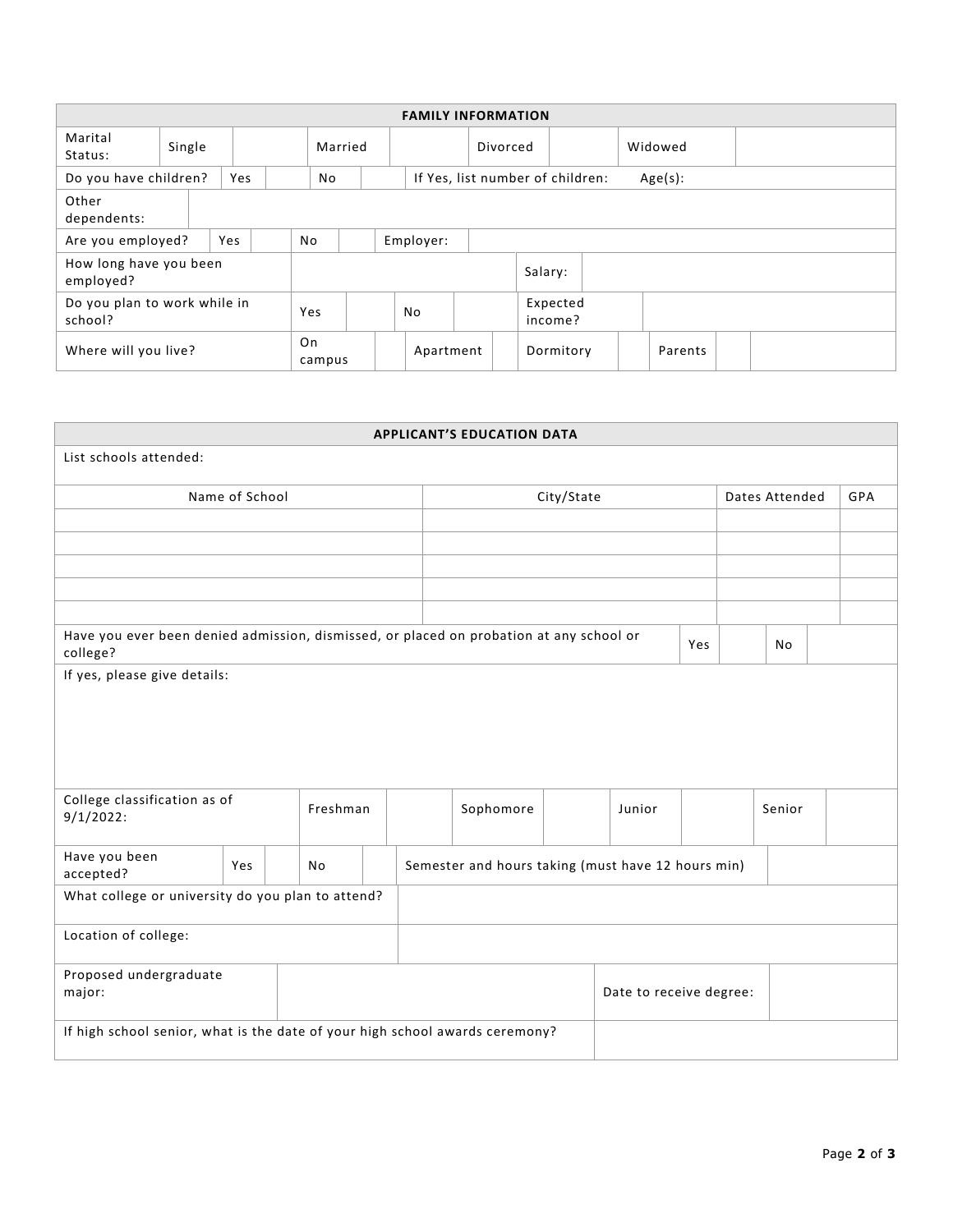## FAMILY INFORMATION

| Marital Status: | Single | | Married | | Divorced | | Widowed | |
|---|---|---|---|---|---|---|---|---|

| Do you have children? | Yes | | No | | If Yes, list number of children: | Age(s): |
|---|---|---|---|---|---|---|

| Other dependents: | |
|---|---|

| Are you employed? | Yes | | No | | Employer: | |
|---|---|---|---|---|---|---|

| How long have you been employed? | | Salary: | |
|---|---|---|---|

| Do you plan to work while in school? | Yes | | No | | Expected income? | |
|---|---|---|---|---|---|---|

| Where will you live? | On campus | | Apartment | | Dormitory | | Parents | | |
|---|---|---|---|---|---|---|---|---|---|

## APPLICANT'S EDUCATION DATA

List schools attended:

| Name of School | City/State | Dates Attended | GPA |
|---|---|---|---|
| | | | |
| | | | |
| | | | |
| | | | |
| | | | |

| Have you ever been denied admission, dismissed, or placed on probation at any school or college? | Yes | | No | |
|---|---|---|---|---|

If yes, please give details:

| College classification as of 9/1/2022: | Freshman | | Sophomore | | Junior | | Senior | |
|---|---|---|---|---|---|---|---|---|

| Have you been accepted? | Yes | | No | | Semester and hours taking (must have 12 hours min) | |
|---|---|---|---|---|---|---|

| What college or university do you plan to attend? | |
|---|---|
| Location of college: | |

| Proposed undergraduate major: | | Date to receive degree: | |
|---|---|---|---|

| If high school senior, what is the date of your high school awards ceremony? | |
|---|---|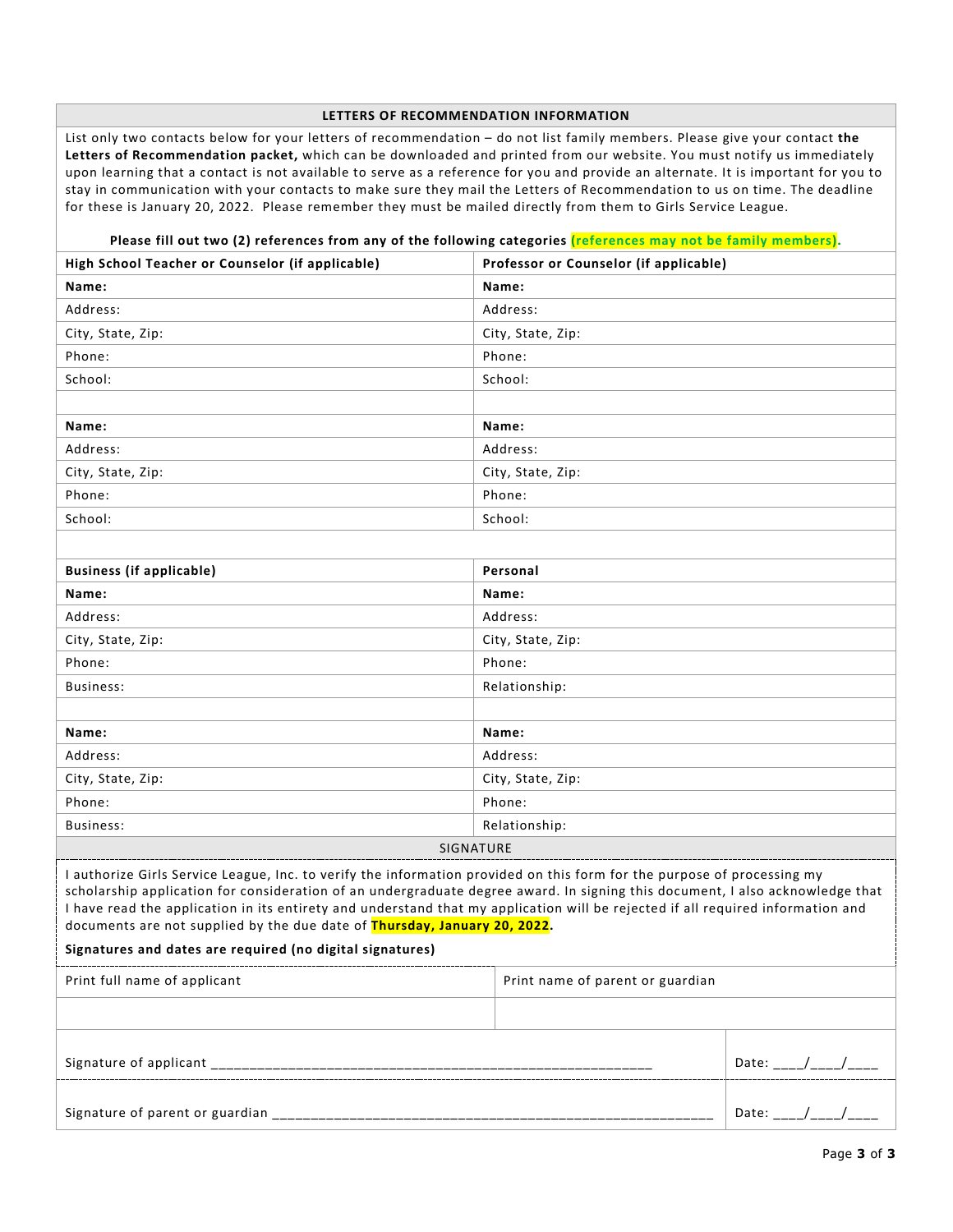## LETTERS OF RECOMMENDATION INFORMATION

List only two contacts below for your letters of recommendation – do not list family members. Please give your contact **the Letters of Recommendation packet,** which can be downloaded and printed from our website. You must notify us immediately upon learning that a contact is not available to serve as a reference for you and provide an alternate. It is important for you to stay in communication with your contacts to make sure they mail the Letters of Recommendation to us on time. The deadline for these is January 20, 2022. Please remember they must be mailed directly from them to Girls Service League.

**Please fill out two (2) references from any of the following categories (references may not be family members).**

| High School Teacher or Counselor (if applicable) | Professor or Counselor (if applicable) |
|---|---|
| **Name:** | **Name:** |
| Address: | Address: |
| City, State, Zip: | City, State, Zip: |
| Phone: | Phone: |
| School: | School: |
| | |
| **Name:** | **Name:** |
| Address: | Address: |
| City, State, Zip: | City, State, Zip: |
| Phone: | Phone: |
| School: | School: |

| Business (if applicable) | Personal |
|---|---|
| **Name:** | **Name:** |
| Address: | Address: |
| City, State, Zip: | City, State, Zip: |
| Phone: | Phone: |
| Business: | Relationship: |
| | |
| **Name:** | **Name:** |
| Address: | Address: |
| City, State, Zip: | City, State, Zip: |
| Phone: | Phone: |
| Business: | Relationship: |

## SIGNATURE

I authorize Girls Service League, Inc. to verify the information provided on this form for the purpose of processing my scholarship application for consideration of an undergraduate degree award. In signing this document, I also acknowledge that I have read the application in its entirety and understand that my application will be rejected if all required information and documents are not supplied by the due date of **Thursday, January 20, 2022.**

**Signatures and dates are required (no digital signatures)**

| Print full name of applicant | Print name of parent or guardian |
|---|---|
| | |

Signature of applicant ________________________________________________________ Date: ____/____/____

Signature of parent or guardian ________________________________________________________ Date: ____/____/____